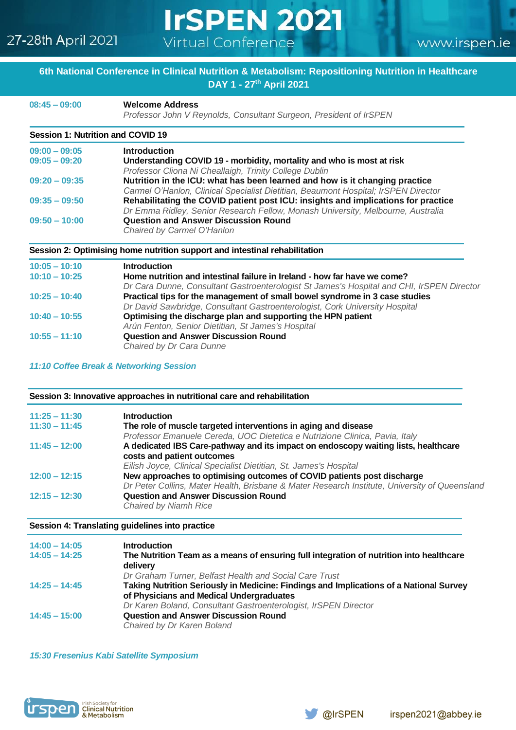27-28th April 2021

# IrSPEN 2021

Virtual Conference

www.irspen.ie

## 6th National Conference in Clinical Nutrition & Metabolism: Repositioning Nutrition in Healthcare

## DAY 1 - 27th April 2021

**08:45 – 09:00** **Welcome Address**
*Professor John V Reynolds, Consultant Surgeon, President of IrSPEN*

### Session 1: Nutrition and COVID 19

**09:00 – 09:05** **Introduction**

**09:05 – 09:20** **Understanding COVID 19 - morbidity, mortality and who is most at risk**
*Professor Cliona Ni Cheallaigh, Trinity College Dublin*

**09:20 – 09:35** **Nutrition in the ICU: what has been learned and how is it changing practice**
*Carmel O'Hanlon, Clinical Specialist Dietitian, Beaumont Hospital; IrSPEN Director*

**09:35 – 09:50** **Rehabilitating the COVID patient post ICU: insights and implications for practice**
*Dr Emma Ridley, Senior Research Fellow, Monash University, Melbourne, Australia*

**09:50 – 10:00** **Question and Answer Discussion Round**
*Chaired by Carmel O'Hanlon*

### Session 2: Optimising home nutrition support and intestinal rehabilitation

**10:05 – 10:10** **Introduction**

**10:10 – 10:25** **Home nutrition and intestinal failure in Ireland - how far have we come?**
*Dr Cara Dunne, Consultant Gastroenterologist St James's Hospital and CHI, IrSPEN Director*

**10:25 – 10:40** **Practical tips for the management of small bowel syndrome in 3 case studies**
*Dr David Sawbridge, Consultant Gastroenterologist, Cork University Hospital*

**10:40 – 10:55** **Optimising the discharge plan and supporting the HPN patient**
*Arún Fenton, Senior Dietitian, St James's Hospital*

**10:55 – 11:10** **Question and Answer Discussion Round**
*Chaired by Dr Cara Dunne*

*11:10 Coffee Break & Networking Session*

### Session 3: Innovative approaches in nutritional care and rehabilitation

**11:25 – 11:30** **Introduction**

**11:30 – 11:45** **The role of muscle targeted interventions in aging and disease**
*Professor Emanuele Cereda, UOC Dietetica e Nutrizione Clinica, Pavia, Italy*

**11:45 – 12:00** **A dedicated IBS Care-pathway and its impact on endoscopy waiting lists, healthcare costs and patient outcomes**
*Eilish Joyce, Clinical Specialist Dietitian, St. James's Hospital*

**12:00 – 12:15** **New approaches to optimising outcomes of COVID patients post discharge**
*Dr Peter Collins, Mater Health, Brisbane & Mater Research Institute, University of Queensland*

**12:15 – 12:30** **Question and Answer Discussion Round**
*Chaired by Niamh Rice*

### Session 4: Translating guidelines into practice

**14:00 – 14:05** **Introduction**

**14:05 – 14:25** **The Nutrition Team as a means of ensuring full integration of nutrition into healthcare delivery**
*Dr Graham Turner, Belfast Health and Social Care Trust*

**14:25 – 14:45** **Taking Nutrition Seriously in Medicine: Findings and Implications of a National Survey of Physicians and Medical Undergraduates**
*Dr Karen Boland, Consultant Gastroenterologist, IrSPEN Director*

**14:45 – 15:00** **Question and Answer Discussion Round**
*Chaired by Dr Karen Boland*

*15:30 Fresenius Kabi Satellite Symposium*

irspen Irish Society for Clinical Nutrition & Metabolism

@IrSPEN irspen2021@abbey.ie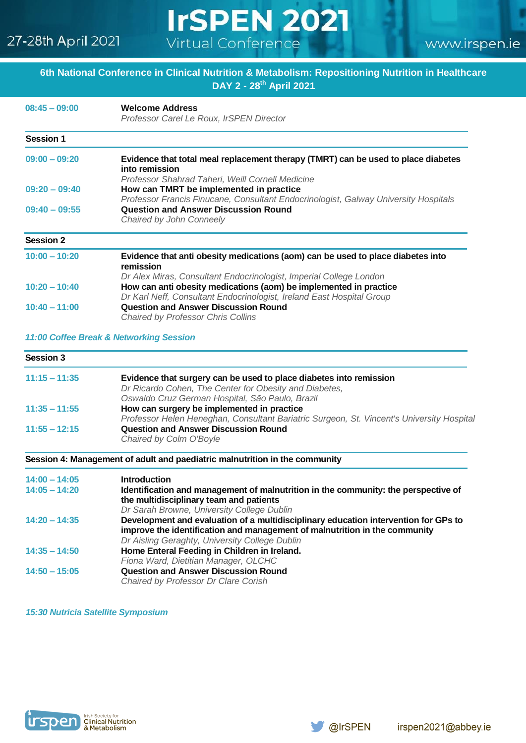27-28th April 2021

# IrSPEN 2021

Virtual Conference

www.irspen.ie

## 6th National Conference in Clinical Nutrition & Metabolism: Repositioning Nutrition in Healthcare

## DAY 2 - 28th April 2021

| | |
|---|---|
| 08:45 – 09:00 | **Welcome Address**<br>*Professor Carel Le Roux, IrSPEN Director* |

### Session 1

| | |
|---|---|
| 09:00 – 09:20 | **Evidence that total meal replacement therapy (TMRT) can be used to place diabetes into remission**<br>*Professor Shahrad Taheri, Weill Cornell Medicine* |
| 09:20 – 09:40 | **How can TMRT be implemented in practice**<br>*Professor Francis Finucane, Consultant Endocrinologist, Galway University Hospitals* |
| 09:40 – 09:55 | **Question and Answer Discussion Round**<br>*Chaired by John Conneely* |

### Session 2

| | |
|---|---|
| 10:00 – 10:20 | **Evidence that anti obesity medications (aom) can be used to place diabetes into remission**<br>*Dr Alex Miras, Consultant Endocrinologist, Imperial College London* |
| 10:20 – 10:40 | **How can anti obesity medications (aom) be implemented in practice**<br>*Dr Karl Neff, Consultant Endocrinologist, Ireland East Hospital Group* |
| 10:40 – 11:00 | **Question and Answer Discussion Round**<br>*Chaired by Professor Chris Collins* |

*11:00 Coffee Break & Networking Session*

### Session 3

| | |
|---|---|
| 11:15 – 11:35 | **Evidence that surgery can be used to place diabetes into remission**<br>*Dr Ricardo Cohen, The Center for Obesity and Diabetes, Oswaldo Cruz German Hospital, São Paulo, Brazil* |
| 11:35 – 11:55 | **How can surgery be implemented in practice**<br>*Professor Helen Heneghan, Consultant Bariatric Surgeon, St. Vincent's University Hospital* |
| 11:55 – 12:15 | **Question and Answer Discussion Round**<br>*Chaired by Colm O'Boyle* |

### Session 4: Management of adult and paediatric malnutrition in the community

| | |
|---|---|
| 14:00 – 14:05 | **Introduction** |
| 14:05 – 14:20 | **Identification and management of malnutrition in the community: the perspective of the multidisciplinary team and patients**<br>*Dr Sarah Browne, University College Dublin* |
| 14:20 – 14:35 | **Development and evaluation of a multidisciplinary education intervention for GPs to improve the identification and management of malnutrition in the community**<br>*Dr Aisling Geraghty, University College Dublin* |
| 14:35 – 14:50 | **Home Enteral Feeding in Children in Ireland.**<br>*Fiona Ward, Dietitian Manager, OLCHC* |
| 14:50 – 15:05 | **Question and Answer Discussion Round**<br>*Chaired by Professor Dr Clare Corish* |

*15:30 Nutricia Satellite Symposium*

irspen Irish Society for Clinical Nutrition & Metabolism

@IrSPEN irspen2021@abbey.ie